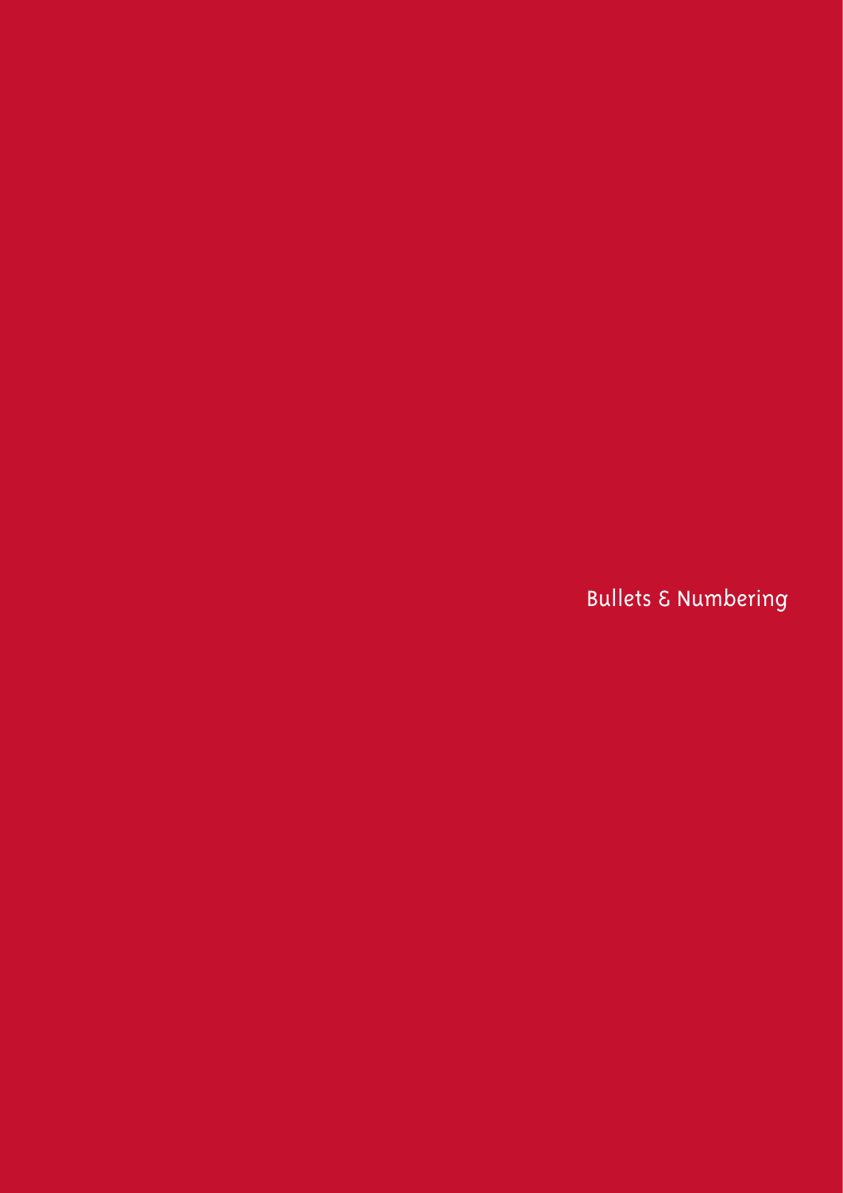# Bullets & Numbering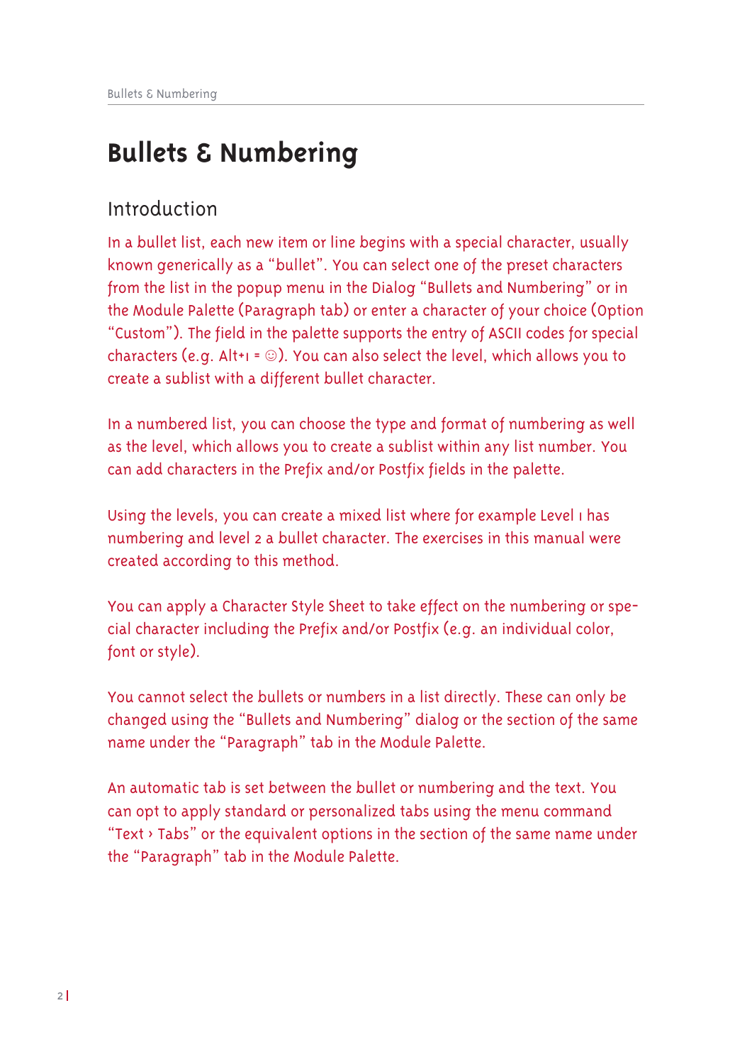# Bullets & Numbering

## Introduction

In a bullet list, each new item or line begins with a special character, usually known generically as a "bullet". You can select one of the preset characters from the list in the popup menu in the Dialog "Bullets and Numbering" or in the Module Palette (Paragraph tab) or enter a character of your choice (Option "Custom"). The field in the palette supports the entry of ASCII codes for special characters (e.g. Alt+1 = ☺). You can also select the level, which allows you to create a sublist with a different bullet character.

In a numbered list, you can choose the type and format of numbering as well as the level, which allows you to create a sublist within any list number. You can add characters in the Prefix and/or Postfix fields in the palette.

Using the levels, you can create a mixed list where for example Level 1 has numbering and level 2 a bullet character. The exercises in this manual were created according to this method.

You can apply a Character Style Sheet to take effect on the numbering or special character including the Prefix and/or Postfix (e.g. an individual color, font or style).

You cannot select the bullets or numbers in a list directly. These can only be changed using the "Bullets and Numbering" dialog or the section of the same name under the "Paragraph" tab in the Module Palette.

An automatic tab is set between the bullet or numbering and the text. You can opt to apply standard or personalized tabs using the menu command "Text › Tabs" or the equivalent options in the section of the same name under the "Paragraph" tab in the Module Palette.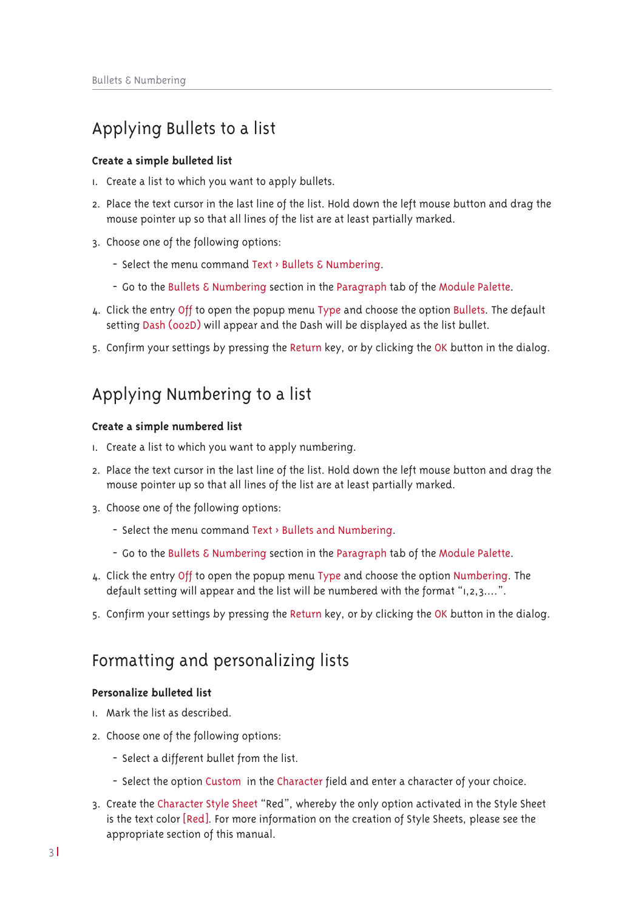## Applying Bullets to a list

**Create a simple bulleted list**

1. Create a list to which you want to apply bullets.
2. Place the text cursor in the last line of the list. Hold down the left mouse button and drag the mouse pointer up so that all lines of the list are at least partially marked.
3. Choose one of the following options:
   - Select the menu command Text › Bullets & Numbering.
   - Go to the Bullets & Numbering section in the Paragraph tab of the Module Palette.
4. Click the entry Off to open the popup menu Type and choose the option Bullets. The default setting Dash (002D) will appear and the Dash will be displayed as the list bullet.
5. Confirm your settings by pressing the Return key, or by clicking the OK button in the dialog.

## Applying Numbering to a list

**Create a simple numbered list**

1. Create a list to which you want to apply numbering.
2. Place the text cursor in the last line of the list. Hold down the left mouse button and drag the mouse pointer up so that all lines of the list are at least partially marked.
3. Choose one of the following options:
   - Select the menu command Text › Bullets and Numbering.
   - Go to the Bullets & Numbering section in the Paragraph tab of the Module Palette.
4. Click the entry Off to open the popup menu Type and choose the option Numbering. The default setting will appear and the list will be numbered with the format "1,2,3....".
5. Confirm your settings by pressing the Return key, or by clicking the OK button in the dialog.

## Formatting and personalizing lists

**Personalize bulleted list**

1. Mark the list as described.
2. Choose one of the following options:
   - Select a different bullet from the list.
   - Select the option Custom in the Character field and enter a character of your choice.
3. Create the Character Style Sheet "Red", whereby the only option activated in the Style Sheet is the text color [Red]. For more information on the creation of Style Sheets, please see the appropriate section of this manual.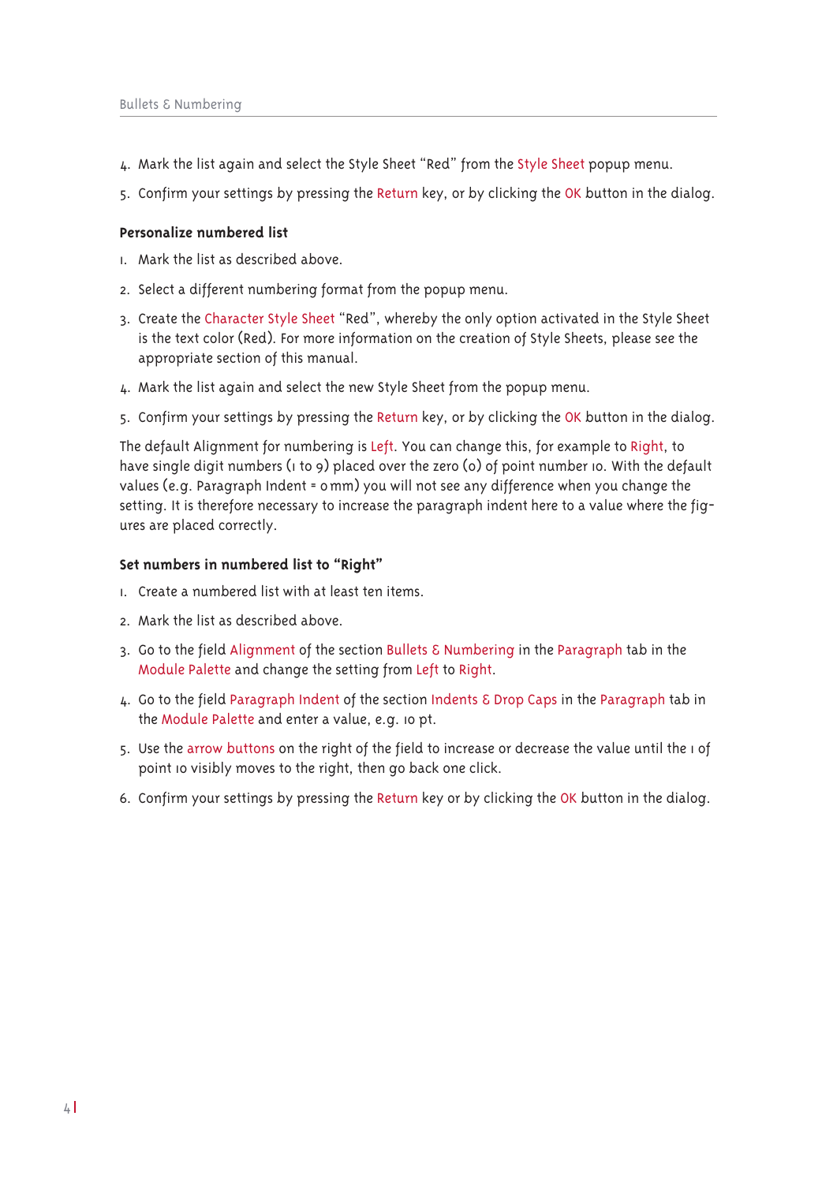4. Mark the list again and select the Style Sheet "Red" from the Style Sheet popup menu.
5. Confirm your settings by pressing the Return key, or by clicking the OK button in the dialog.

**Personalize numbered list**

1. Mark the list as described above.
2. Select a different numbering format from the popup menu.
3. Create the Character Style Sheet "Red", whereby the only option activated in the Style Sheet is the text color (Red). For more information on the creation of Style Sheets, please see the appropriate section of this manual.
4. Mark the list again and select the new Style Sheet from the popup menu.
5. Confirm your settings by pressing the Return key, or by clicking the OK button in the dialog.

The default Alignment for numbering is Left. You can change this, for example to Right, to have single digit numbers (1 to 9) placed over the zero (0) of point number 10. With the default values (e.g. Paragraph Indent = 0 mm) you will not see any difference when you change the setting. It is therefore necessary to increase the paragraph indent here to a value where the figures are placed correctly.

**Set numbers in numbered list to "Right"**

1. Create a numbered list with at least ten items.
2. Mark the list as described above.
3. Go to the field Alignment of the section Bullets & Numbering in the Paragraph tab in the Module Palette and change the setting from Left to Right.
4. Go to the field Paragraph Indent of the section Indents & Drop Caps in the Paragraph tab in the Module Palette and enter a value, e.g. 10 pt.
5. Use the arrow buttons on the right of the field to increase or decrease the value until the 1 of point 10 visibly moves to the right, then go back one click.
6. Confirm your settings by pressing the Return key or by clicking the OK button in the dialog.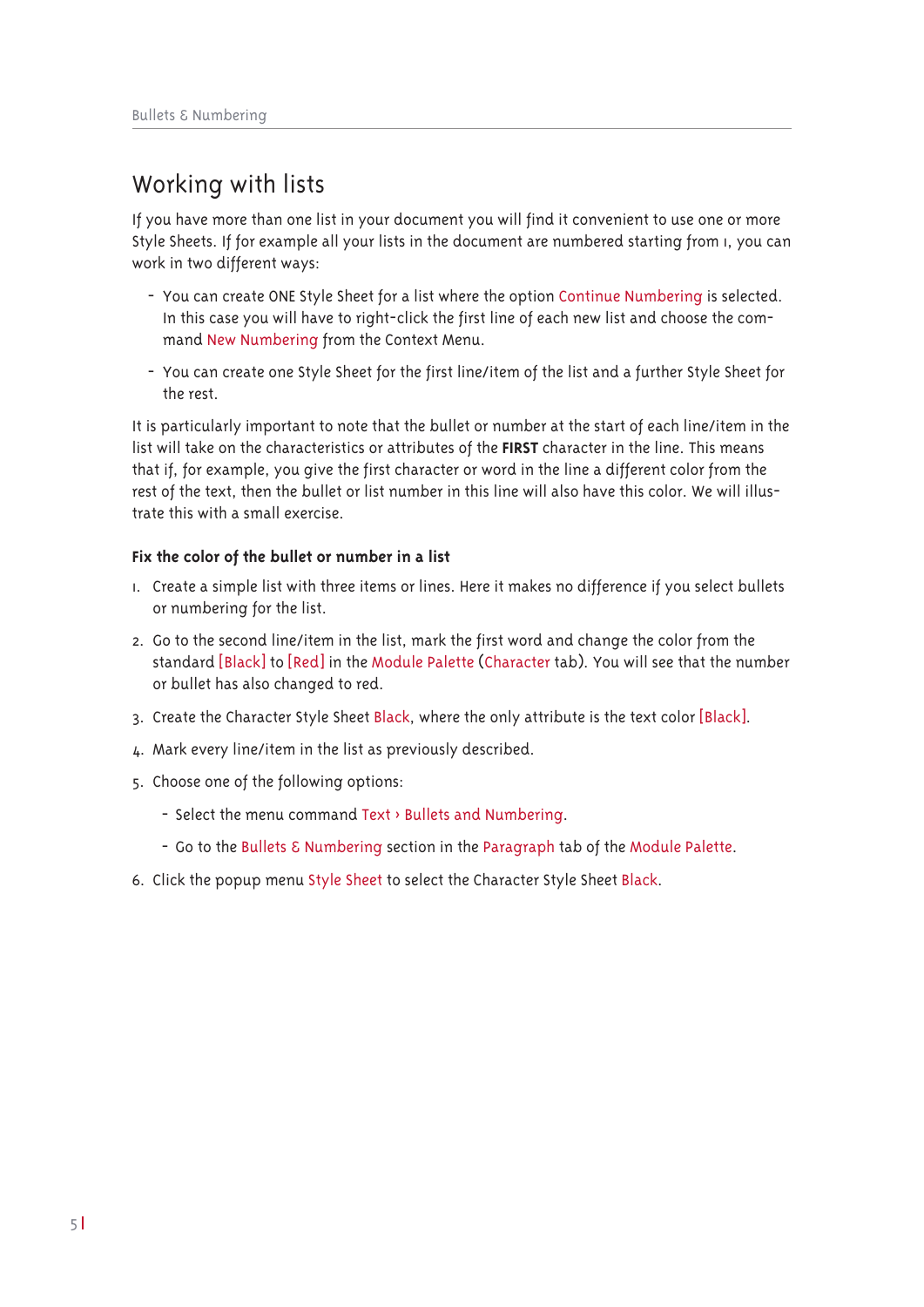# Working with lists

If you have more than one list in your document you will find it convenient to use one or more Style Sheets. If for example all your lists in the document are numbered starting from 1, you can work in two different ways:

- You can create ONE Style Sheet for a list where the option Continue Numbering is selected. In this case you will have to right-click the first line of each new list and choose the command New Numbering from the Context Menu.
- You can create one Style Sheet for the first line/item of the list and a further Style Sheet for the rest.

It is particularly important to note that the bullet or number at the start of each line/item in the list will take on the characteristics or attributes of the **FIRST** character in the line. This means that if, for example, you give the first character or word in the line a different color from the rest of the text, then the bullet or list number in this line will also have this color. We will illustrate this with a small exercise.

### Fix the color of the bullet or number in a list

1. Create a simple list with three items or lines. Here it makes no difference if you select bullets or numbering for the list.
2. Go to the second line/item in the list, mark the first word and change the color from the standard [Black] to [Red] in the Module Palette (Character tab). You will see that the number or bullet has also changed to red.
3. Create the Character Style Sheet Black, where the only attribute is the text color [Black].
4. Mark every line/item in the list as previously described.
5. Choose one of the following options:
   - Select the menu command Text › Bullets and Numbering.
   - Go to the Bullets & Numbering section in the Paragraph tab of the Module Palette.
6. Click the popup menu Style Sheet to select the Character Style Sheet Black.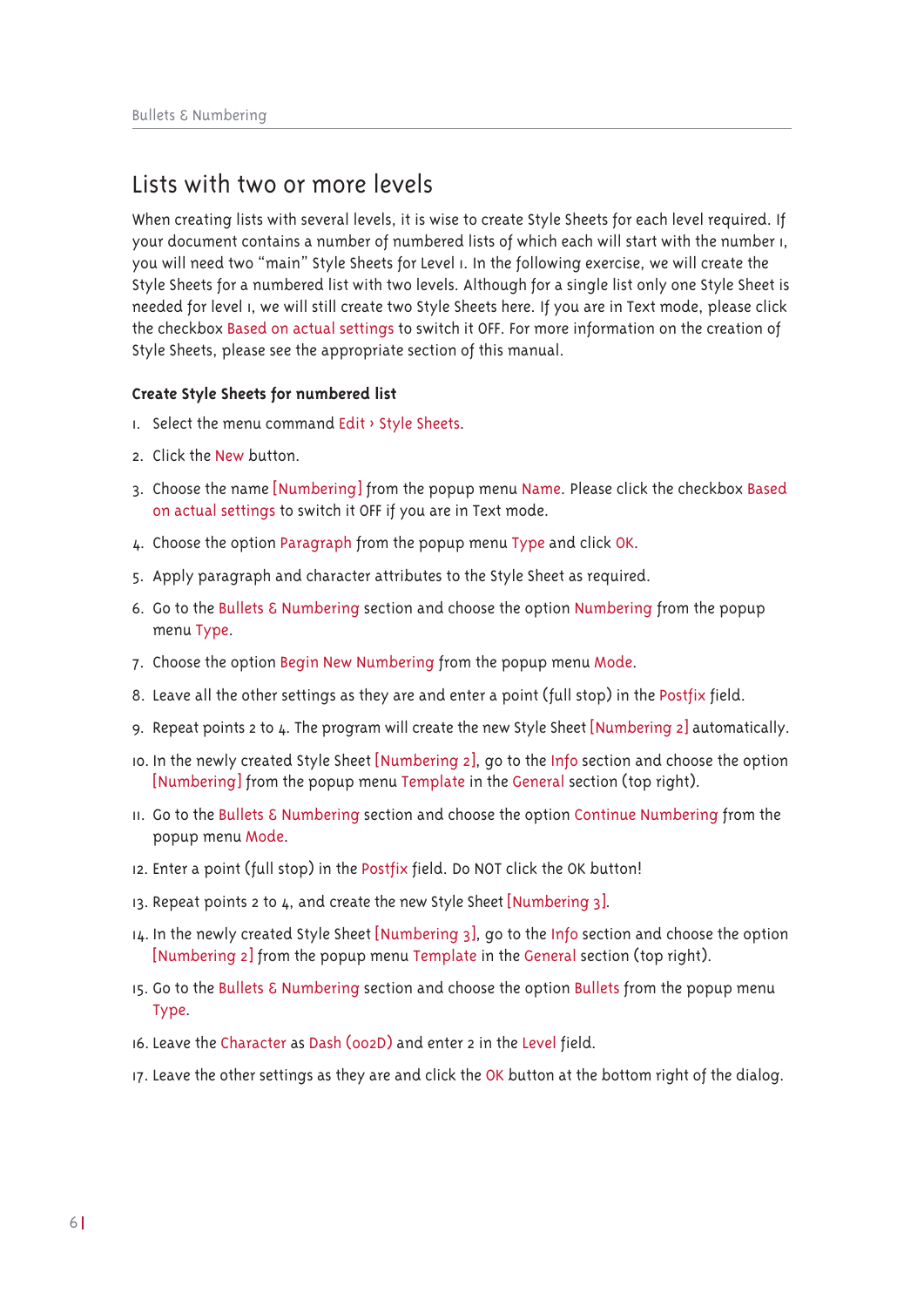## Lists with two or more levels

When creating lists with several levels, it is wise to create Style Sheets for each level required. If your document contains a number of numbered lists of which each will start with the number 1, you will need two "main" Style Sheets for Level 1. In the following exercise, we will create the Style Sheets for a numbered list with two levels. Although for a single list only one Style Sheet is needed for level 1, we will still create two Style Sheets here. If you are in Text mode, please click the checkbox Based on actual settings to switch it OFF. For more information on the creation of Style Sheets, please see the appropriate section of this manual.

### Create Style Sheets for numbered list

1. Select the menu command Edit › Style Sheets.
2. Click the New button.
3. Choose the name [Numbering] from the popup menu Name. Please click the checkbox Based on actual settings to switch it OFF if you are in Text mode.
4. Choose the option Paragraph from the popup menu Type and click OK.
5. Apply paragraph and character attributes to the Style Sheet as required.
6. Go to the Bullets & Numbering section and choose the option Numbering from the popup menu Type.
7. Choose the option Begin New Numbering from the popup menu Mode.
8. Leave all the other settings as they are and enter a point (full stop) in the Postfix field.
9. Repeat points 2 to 4. The program will create the new Style Sheet [Numbering 2] automatically.
10. In the newly created Style Sheet [Numbering 2], go to the Info section and choose the option [Numbering] from the popup menu Template in the General section (top right).
11. Go to the Bullets & Numbering section and choose the option Continue Numbering from the popup menu Mode.
12. Enter a point (full stop) in the Postfix field. Do NOT click the OK button!
13. Repeat points 2 to 4, and create the new Style Sheet [Numbering 3].
14. In the newly created Style Sheet [Numbering 3], go to the Info section and choose the option [Numbering 2] from the popup menu Template in the General section (top right).
15. Go to the Bullets & Numbering section and choose the option Bullets from the popup menu Type.
16. Leave the Character as Dash (002D) and enter 2 in the Level field.
17. Leave the other settings as they are and click the OK button at the bottom right of the dialog.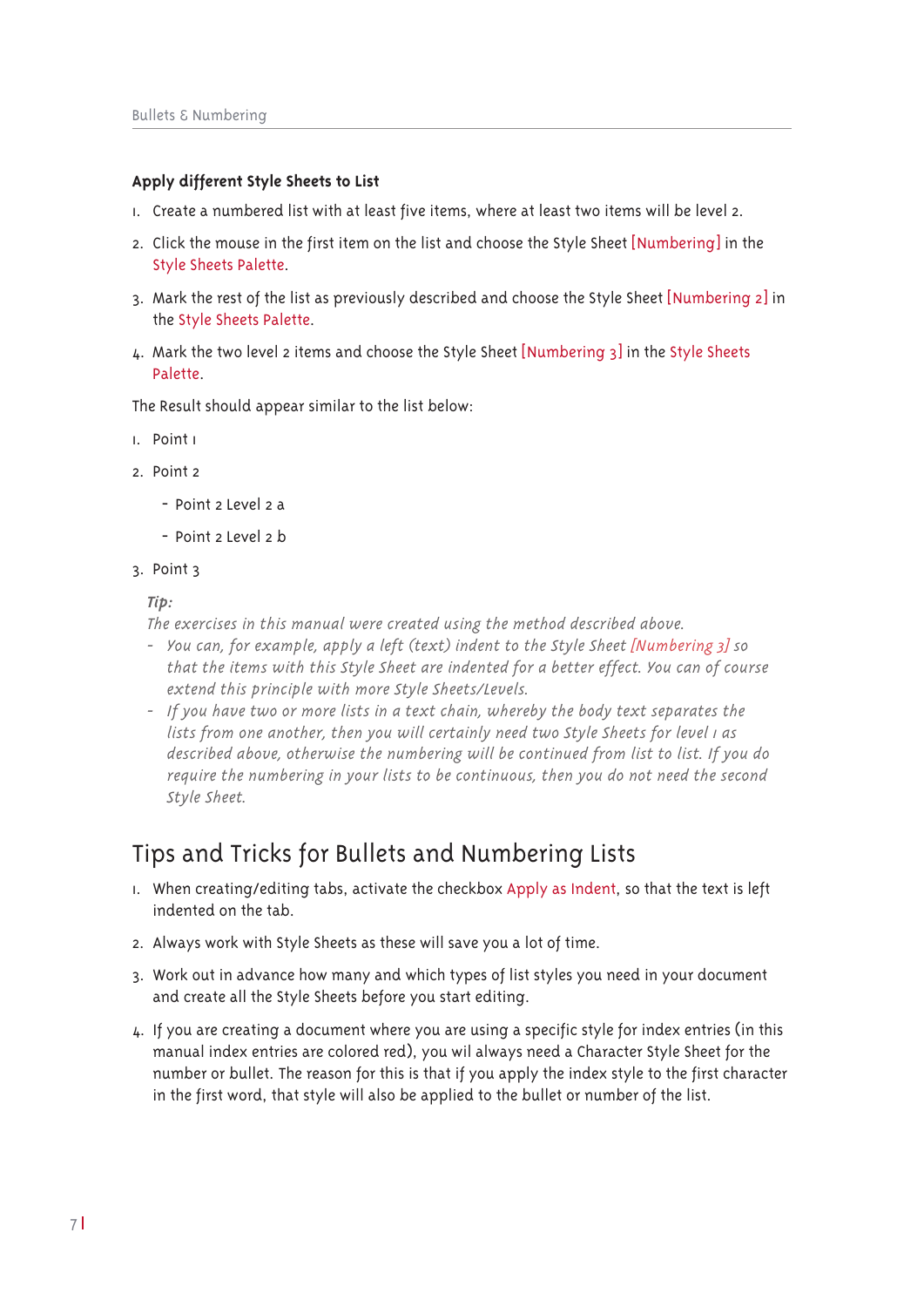### Apply different Style Sheets to List

1. Create a numbered list with at least five items, where at least two items will be level 2.
2. Click the mouse in the first item on the list and choose the Style Sheet [Numbering] in the Style Sheets Palette.
3. Mark the rest of the list as previously described and choose the Style Sheet [Numbering 2] in the Style Sheets Palette.
4. Mark the two level 2 items and choose the Style Sheet [Numbering 3] in the Style Sheets Palette.

The Result should appear similar to the list below:

1. Point 1
2. Point 2
   - Point 2 Level 2 a
   - Point 2 Level 2 b
3. Point 3

*Tip:*
*The exercises in this manual were created using the method described above.*
- *You can, for example, apply a left (text) indent to the Style Sheet [Numbering 3] so that the items with this Style Sheet are indented for a better effect. You can of course extend this principle with more Style Sheets/Levels.*
- *If you have two or more lists in a text chain, whereby the body text separates the lists from one another, then you will certainly need two Style Sheets for level 1 as described above, otherwise the numbering will be continued from list to list. If you do require the numbering in your lists to be continuous, then you do not need the second Style Sheet.*

## Tips and Tricks for Bullets and Numbering Lists

1. When creating/editing tabs, activate the checkbox Apply as Indent, so that the text is left indented on the tab.
2. Always work with Style Sheets as these will save you a lot of time.
3. Work out in advance how many and which types of list styles you need in your document and create all the Style Sheets before you start editing.
4. If you are creating a document where you are using a specific style for index entries (in this manual index entries are colored red), you wil always need a Character Style Sheet for the number or bullet. The reason for this is that if you apply the index style to the first character in the first word, that style will also be applied to the bullet or number of the list.